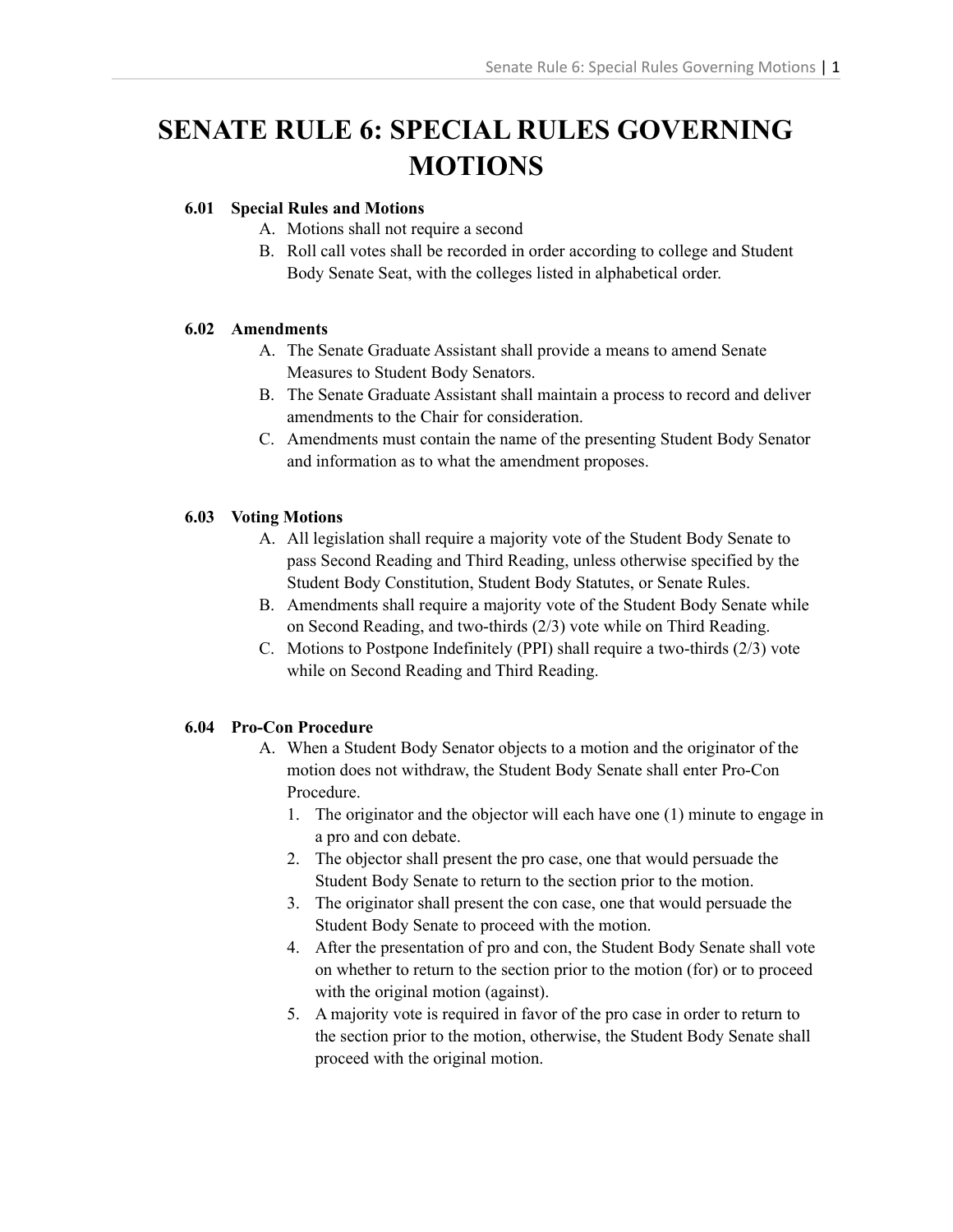# SENATE RULE 6: SPECIAL RULES GOVERNING MOTIONS

**6.01 Special Rules and Motions**

A. Motions shall not require a second
B. Roll call votes shall be recorded in order according to college and Student Body Senate Seat, with the colleges listed in alphabetical order.

**6.02 Amendments**

A. The Senate Graduate Assistant shall provide a means to amend Senate Measures to Student Body Senators.
B. The Senate Graduate Assistant shall maintain a process to record and deliver amendments to the Chair for consideration.
C. Amendments must contain the name of the presenting Student Body Senator and information as to what the amendment proposes.

**6.03 Voting Motions**

A. All legislation shall require a majority vote of the Student Body Senate to pass Second Reading and Third Reading, unless otherwise specified by the Student Body Constitution, Student Body Statutes, or Senate Rules.
B. Amendments shall require a majority vote of the Student Body Senate while on Second Reading, and two-thirds (2/3) vote while on Third Reading.
C. Motions to Postpone Indefinitely (PPI) shall require a two-thirds (2/3) vote while on Second Reading and Third Reading.

**6.04 Pro-Con Procedure**

A. When a Student Body Senator objects to a motion and the originator of the motion does not withdraw, the Student Body Senate shall enter Pro-Con Procedure.
   1. The originator and the objector will each have one (1) minute to engage in a pro and con debate.
   2. The objector shall present the pro case, one that would persuade the Student Body Senate to return to the section prior to the motion.
   3. The originator shall present the con case, one that would persuade the Student Body Senate to proceed with the motion.
   4. After the presentation of pro and con, the Student Body Senate shall vote on whether to return to the section prior to the motion (for) or to proceed with the original motion (against).
   5. A majority vote is required in favor of the pro case in order to return to the section prior to the motion, otherwise, the Student Body Senate shall proceed with the original motion.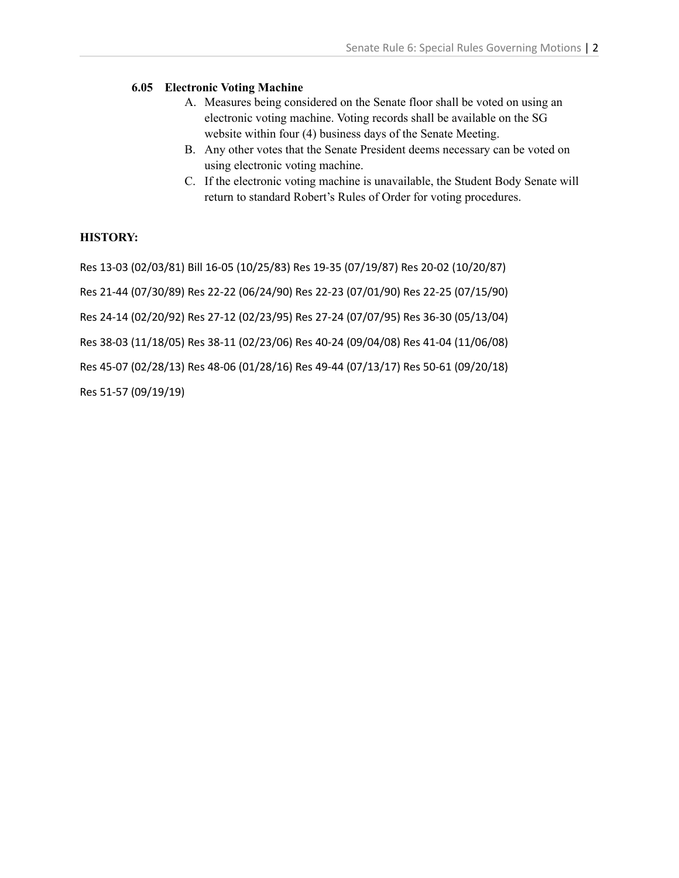### 6.05 Electronic Voting Machine

A. Measures being considered on the Senate floor shall be voted on using an electronic voting machine. Voting records shall be available on the SG website within four (4) business days of the Senate Meeting.

B. Any other votes that the Senate President deems necessary can be voted on using electronic voting machine.

C. If the electronic voting machine is unavailable, the Student Body Senate will return to standard Robert's Rules of Order for voting procedures.

**HISTORY:**

Res 13-03 (02/03/81) Bill 16-05 (10/25/83) Res 19-35 (07/19/87) Res 20-02 (10/20/87)

Res 21-44 (07/30/89) Res 22-22 (06/24/90) Res 22-23 (07/01/90) Res 22-25 (07/15/90)

Res 24-14 (02/20/92) Res 27-12 (02/23/95) Res 27-24 (07/07/95) Res 36-30 (05/13/04)

Res 38-03 (11/18/05) Res 38-11 (02/23/06) Res 40-24 (09/04/08) Res 41-04 (11/06/08)

Res 45-07 (02/28/13) Res 48-06 (01/28/16) Res 49-44 (07/13/17) Res 50-61 (09/20/18)

Res 51-57 (09/19/19)